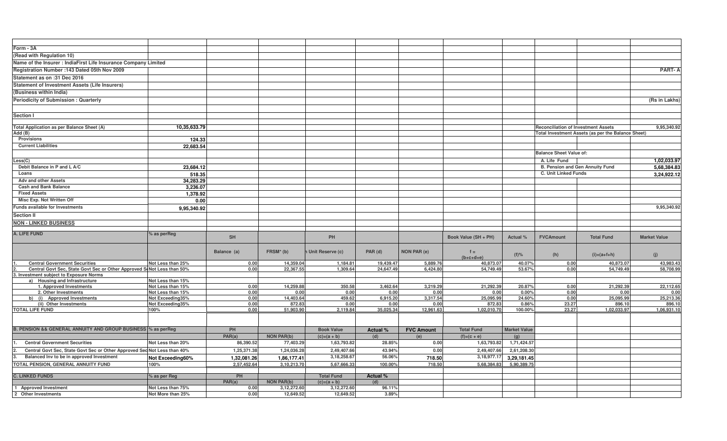Form - 3A

(Read with Regulation 10)

Name of the Insurer : IndiaFirst Life Insurance Company Limited

Registration Number :143 Dated 05th Nov 2009

**PART- A**

Statement as on :31 Dec 2016

Statement of Investment Assets (Life Insurers)

(Business within India)

Periodicity of Submission : Quarterly

(Rs in Lakhs)

## Section I

| | | | | |
|---|---|---|---|---|
| Total Application as per Balance Sheet (A) | 10,35,633.79 | | Reconciliation of Investment Assets | 9,95,340.92 |
| Add (B) | | | Total Investment Assets (as per the Balance Sheet) | |
| Provisions | 124.33 | | | |
| Current Liabilities | 22,683.54 | | | |
| | | | Balance Sheet Value of: | |
| Less(C) | | | A. Life Fund | 1,02,033.97 |
| Debit Balance in P and L A/C | 23,684.12 | | B. Pension and Gen Annuity Fund | 5,68,384.83 |
| Loans | 518.35 | | C. Unit Linked Funds | 3,24,922.12 |
| Adv and other Assets | 34,283.29 | | | |
| Cash and Bank Balance | 3,236.07 | | | |
| Fixed Assets | 1,378.92 | | | |
| Misc Exp. Not Written Off | 0.00 | | | |
| Funds available for Investments | 9,95,340.92 | | | 9,95,340.92 |

## Section II

**NON - LINKED BUSINESS**

| A. LIFE FUND | % as perReg | SH | | PH | | | Book Value (SH + PH) | Actual % | FVCAmount | Total Fund | Market Value |
|---|---|---|---|---|---|---|---|---|---|---|---|
| | | Balance (a) | FRSM* (b) | Unit Reserve (c) | PAR (d) | NON PAR (e) | f = (b+c+d+e) | (f)% | (h) | (i)=(a+f+h) | (j) |
| 1. Central Government Securities | Not Less than 25% | 0.00 | 14,359.04 | 1,184.81 | 19,439.47 | 5,889.76 | 40,873.07 | 40.07% | 0.00 | 40,873.07 | 43,983.43 |
| 2. Central Govt Sec, State Govt Sec or Other Approved Se | Not Less than 50% | 0.00 | 22,367.55 | 1,309.64 | 24,647.49 | 6,424.80 | 54,749.49 | 53.67% | 0.00 | 54,749.49 | 58,708.99 |
| 3. Investment subject to Exposure Norms | | | | | | | | | | | |
| a) Housing and Infrastructure | Not Less than 15% | | | | | | | | | | |
| 1. Approved Investments | Not Less than 15% | 0.00 | 14,259.88 | 350.58 | 3,462.64 | 3,219.29 | 21,292.39 | 20.87% | 0.00 | 21,292.39 | 22,112.65 |
| 2. Other Investments | Not Less than 15% | 0.00 | 0.00 | 0.00 | 0.00 | 0.00 | 0.00 | 0.00% | 0.00 | 0.00 | 0.00 |
| b) (i) Approved Investments | Not Exceeding35% | 0.00 | 14,403.64 | 459.62 | 6,915.20 | 3,317.54 | 25,095.99 | 24.60% | 0.00 | 25,095.99 | 25,213.36 |
| (ii) Other Investments | Not Exceeding35% | 0.00 | 872.83 | 0.00 | 0.00 | 0.00 | 872.83 | 0.86% | 23.27 | 896.10 | 896.10 |
| TOTAL LIFE FUND | 100% | 0.00 | 51,903.90 | 2,119.84 | 35,025.34 | 12,961.63 | 1,02,010.70 | 100.00% | 23.27 | 1,02,033.97 | 1,06,931.10 |

| B. PENSION && GENERAL ANNUITY AND GROUP BUSINESS | % as perReg | PH | | Book Value | Actual % | FVC Amount | Total Fund | Market Value |
|---|---|---|---|---|---|---|---|---|
| | | PAR(a) | NON PAR(b) | (c)=(a + b) | (d) | (e) | (f)=(c + e) | (g) |
| 1. Central Government Securities | Not Less than 20% | 86,390.52 | 77,403.29 | 1,63,793.82 | 28.85% | 0.00 | 1,63,793.82 | 1,71,424.57 |
| 2. Central Govt Sec, State Govt Sec or Other Approved Sec | Not Less than 40% | 1,25,371.38 | 1,24,036.28 | 2,49,407.66 | 43.94% | 0.00 | 2,49,407.66 | 2,61,208.30 |
| 3. Balanced Inv to be in approved Investment | Not Exceeding60% | 1,32,081.26 | 1,86,177.41 | 3,18,258.67 | 56.06% | 718.50 | 3,18,977.17 | 3,29,181.45 |
| TOTAL PENSION, GENERAL ANNUITY FUND | 100% | 2,57,452.64 | 3,10,213.70 | 5,67,666.33 | 100.00% | 718.50 | 5,68,384.83 | 5,90,389.75 |

| C. LINKED FUNDS | % as per Reg | PH | | Total Fund | Actual % |
|---|---|---|---|---|---|
| | | PAR(a) | NON PAR(b) | (c)=(a + b) | (d) |
| 1 Approved Investment | Not Less than 75% | 0.00 | 3,12,272.60 | 3,12,272.60 | 96.11% |
| 2 Other Investments | Not More than 25% | 0.00 | 12,649.52 | 12,649.52 | 3.89% |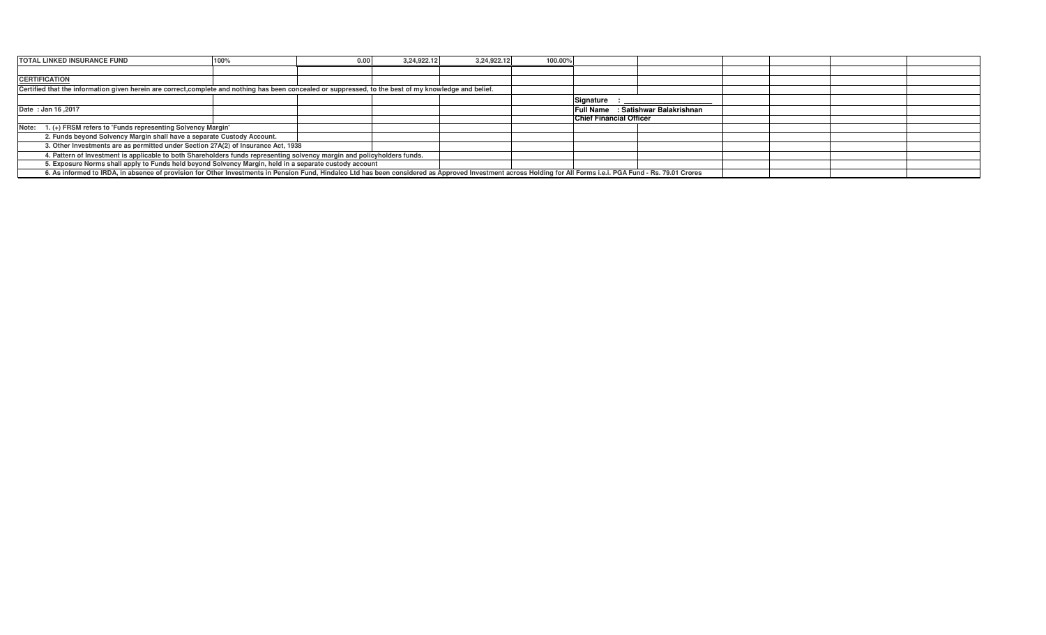| | | | | | | | | | | | | |
|---|---|---|---|---|---|---|---|---|---|---|---|---|
| TOTAL LINKED INSURANCE FUND | 100% | 0.00 | 3,24,922.12 | 3,24,922.12 | 100.00% | | | | | | | |

**CERTIFICATION**

Certified that the information given herein are correct,complete and nothing has been concealed or suppressed, to the best of my knowledge and belief.

Date : Jan 16 ,2017

Signature : ______________________

Full Name : Satishwar Balakrishnan

Chief Financial Officer

Note:
1. (+) FRSM refers to 'Funds representing Solvency Margin'
2. Funds beyond Solvency Margin shall have a separate Custody Account.
3. Other Investments are as permitted under Section 27A(2) of Insurance Act, 1938
4. Pattern of Investment is applicable to both Shareholders funds representing solvency margin and policyholders funds.
5. Exposure Norms shall apply to Funds held beyond Solvency Margin, held in a separate custody account
6. As informed to IRDA, in absence of provision for Other Investments in Pension Fund, Hindalco Ltd has been considered as Approved Investment across Holding for All Forms i.e.i. PGA Fund - Rs. 79.01 Crores